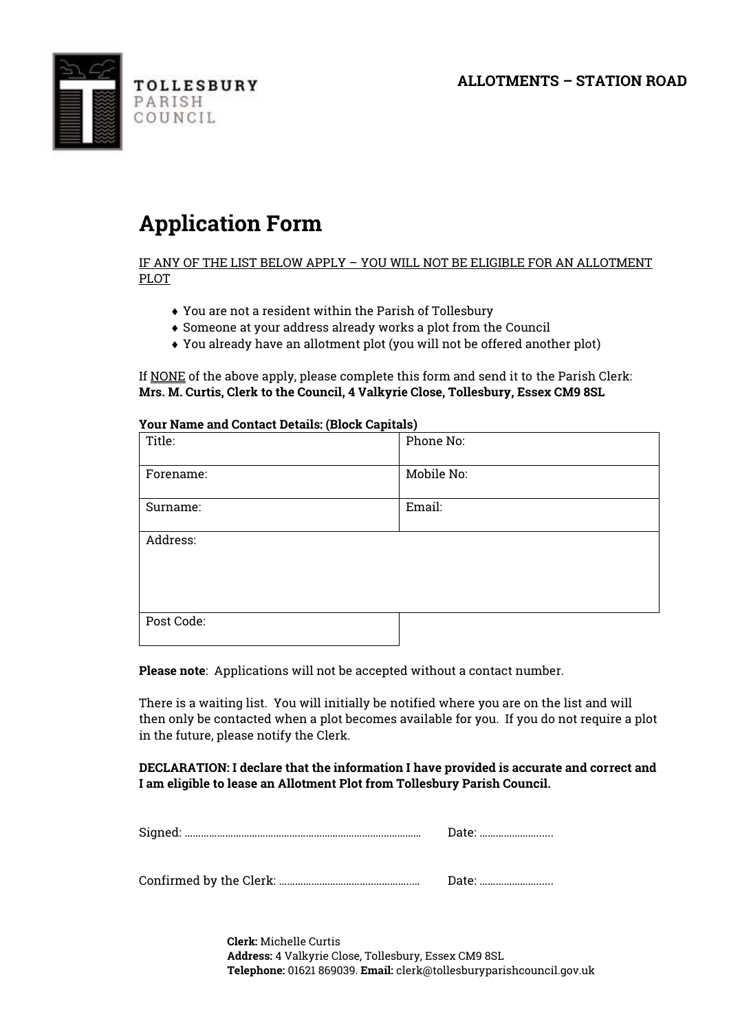TOLLESBURY PARISH COUNCIL

**ALLOTMENTS – STATION ROAD**

# Application Form

IF ANY OF THE LIST BELOW APPLY – YOU WILL NOT BE ELIGIBLE FOR AN ALLOTMENT PLOT

- You are not a resident within the Parish of Tollesbury
- Someone at your address already works a plot from the Council
- You already have an allotment plot (you will not be offered another plot)

If NONE of the above apply, please complete this form and send it to the Parish Clerk:
**Mrs. M. Curtis, Clerk to the Council, 4 Valkyrie Close, Tollesbury, Essex CM9 8SL**

**Your Name and Contact Details: (Block Capitals)**

| | |
|---|---|
| Title: | Phone No: |
| Forename: | Mobile No: |
| Surname: | Email: |
| Address: | |
| Post Code: | |

**Please note**: Applications will not be accepted without a contact number.

There is a waiting list. You will initially be notified where you are on the list and will then only be contacted when a plot becomes available for you. If you do not require a plot in the future, please notify the Clerk.

**DECLARATION: I declare that the information I have provided is accurate and correct and I am eligible to lease an Allotment Plot from Tollesbury Parish Council.**

Signed: ........................................................................................ Date: ............................

Confirmed by the Clerk: .................................................... Date: ............................

**Clerk:** Michelle Curtis
**Address:** 4 Valkyrie Close, Tollesbury, Essex CM9 8SL
**Telephone:** 01621 869039. **Email:** clerk@tollesburyparishcouncil.gov.uk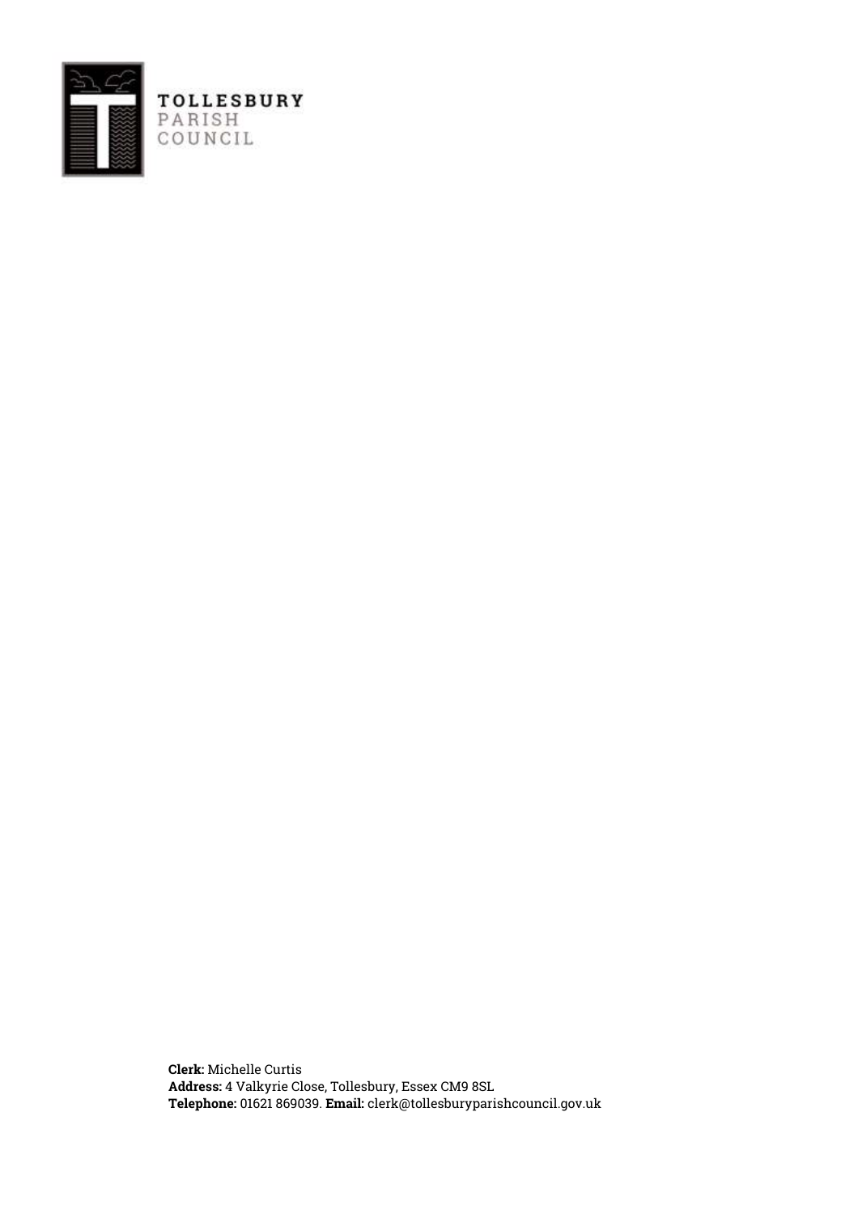TOLLESBURY
PARISH
COUNCIL

**Clerk:** Michelle Curtis
**Address:** 4 Valkyrie Close, Tollesbury, Essex CM9 8SL
**Telephone:** 01621 869039. **Email:** clerk@tollesburyparishcouncil.gov.uk